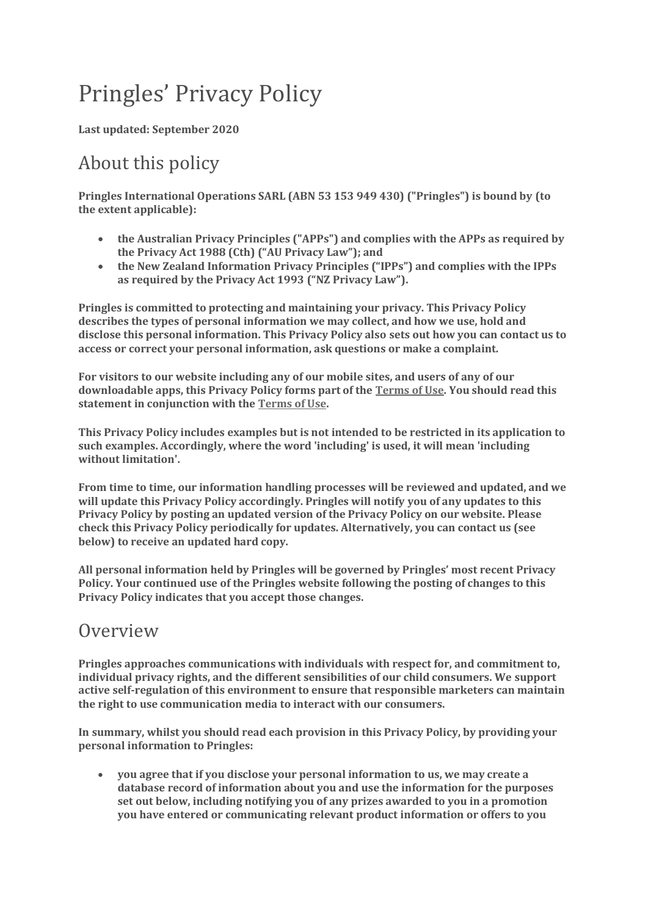# Pringles' Privacy Policy

**Last updated: September 2020**

## About this policy

**Pringles International Operations SARL (ABN 53 153 949 430) ("Pringles") is bound by (to the extent applicable):**

- **the Australian Privacy Principles ("APPs") and complies with the APPs as required by the Privacy Act 1988 (Cth) ("AU Privacy Law"); and**
- **the New Zealand Information Privacy Principles ("IPPs") and complies with the IPPs as required by the Privacy Act 1993 ("NZ Privacy Law").**

**Pringles is committed to protecting and maintaining your privacy. This Privacy Policy describes the types of personal information we may collect, and how we use, hold and disclose this personal information. This Privacy Policy also sets out how you can contact us to access or correct your personal information, ask questions or make a complaint.**

**For visitors to our website including any of our mobile sites, and users of any of our downloadable apps, this Privacy Policy forms part of the Terms of Use. You should read this statement in conjunction with the Terms of Use.**

**This Privacy Policy includes examples but is not intended to be restricted in its application to such examples. Accordingly, where the word 'including' is used, it will mean 'including without limitation'.**

**From time to time, our information handling processes will be reviewed and updated, and we will update this Privacy Policy accordingly. Pringles will notify you of any updates to this Privacy Policy by posting an updated version of the Privacy Policy on our website. Please check this Privacy Policy periodically for updates. Alternatively, you can contact us (see below) to receive an updated hard copy.**

**All personal information held by Pringles will be governed by Pringles' most recent Privacy Policy. Your continued use of the Pringles website following the posting of changes to this Privacy Policy indicates that you accept those changes.**

## Overview

**Pringles approaches communications with individuals with respect for, and commitment to, individual privacy rights, and the different sensibilities of our child consumers. We support active self-regulation of this environment to ensure that responsible marketers can maintain the right to use communication media to interact with our consumers.**

**In summary, whilst you should read each provision in this Privacy Policy, by providing your personal information to Pringles:**

- **you agree that if you disclose your personal information to us, we may create a database record of information about you and use the information for the purposes set out below, including notifying you of any prizes awarded to you in a promotion you have entered or communicating relevant product information or offers to you**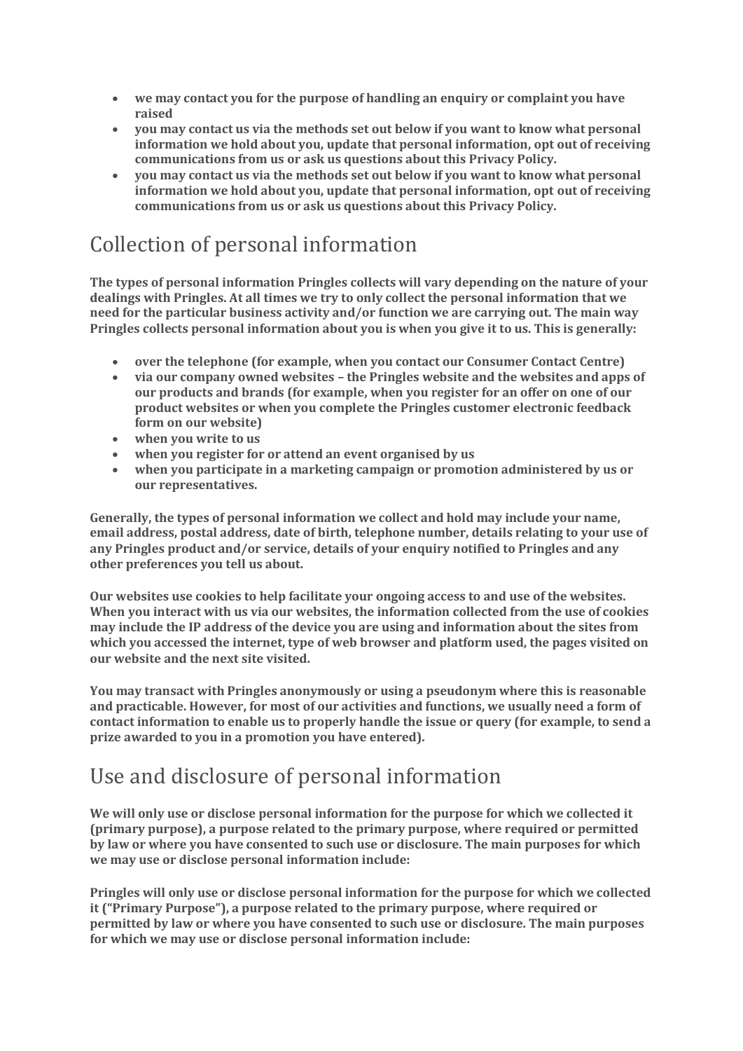- **we may contact you for the purpose of handling an enquiry or complaint you have raised**
- **you may contact us via the methods set out below if you want to know what personal information we hold about you, update that personal information, opt out of receiving communications from us or ask us questions about this Privacy Policy.**
- **you may contact us via the methods set out below if you want to know what personal information we hold about you, update that personal information, opt out of receiving communications from us or ask us questions about this Privacy Policy.**

## Collection of personal information

**The types of personal information Pringles collects will vary depending on the nature of your dealings with Pringles. At all times we try to only collect the personal information that we need for the particular business activity and/or function we are carrying out. The main way Pringles collects personal information about you is when you give it to us. This is generally:**

- **over the telephone (for example, when you contact our Consumer Contact Centre)**
- **via our company owned websites – the Pringles website and the websites and apps of our products and brands (for example, when you register for an offer on one of our product websites or when you complete the Pringles customer electronic feedback form on our website)**
- **when you write to us**
- **when you register for or attend an event organised by us**
- **when you participate in a marketing campaign or promotion administered by us or our representatives.**

**Generally, the types of personal information we collect and hold may include your name, email address, postal address, date of birth, telephone number, details relating to your use of any Pringles product and/or service, details of your enquiry notified to Pringles and any other preferences you tell us about.**

**Our websites use cookies to help facilitate your ongoing access to and use of the websites. When you interact with us via our websites, the information collected from the use of cookies may include the IP address of the device you are using and information about the sites from which you accessed the internet, type of web browser and platform used, the pages visited on our website and the next site visited.**

**You may transact with Pringles anonymously or using a pseudonym where this is reasonable and practicable. However, for most of our activities and functions, we usually need a form of contact information to enable us to properly handle the issue or query (for example, to send a prize awarded to you in a promotion you have entered).**

## Use and disclosure of personal information

**We will only use or disclose personal information for the purpose for which we collected it (primary purpose), a purpose related to the primary purpose, where required or permitted by law or where you have consented to such use or disclosure. The main purposes for which we may use or disclose personal information include:**

**Pringles will only use or disclose personal information for the purpose for which we collected it ("Primary Purpose"), a purpose related to the primary purpose, where required or permitted by law or where you have consented to such use or disclosure. The main purposes for which we may use or disclose personal information include:**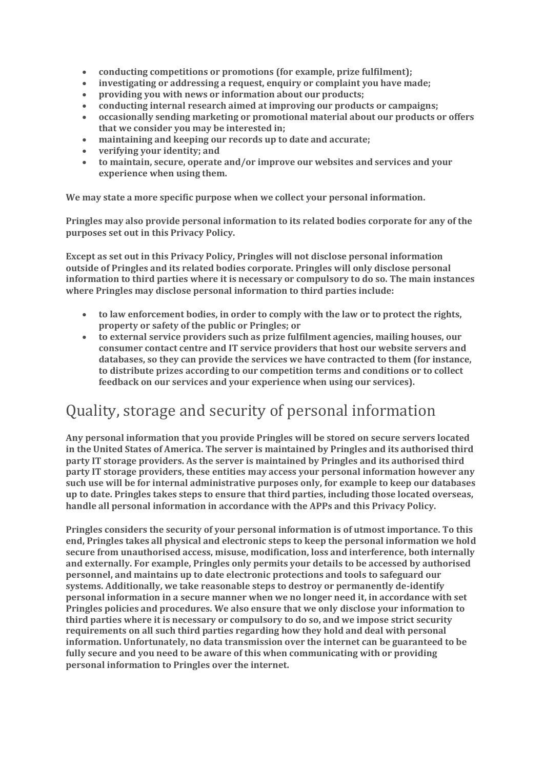- **conducting competitions or promotions (for example, prize fulfilment);**
- **investigating or addressing a request, enquiry or complaint you have made;**
- **providing you with news or information about our products;**
- **conducting internal research aimed at improving our products or campaigns;**
- **occasionally sending marketing or promotional material about our products or offers that we consider you may be interested in;**
- **maintaining and keeping our records up to date and accurate;**
- **verifying your identity; and**
- **to maintain, secure, operate and/or improve our websites and services and your experience when using them.**

**We may state a more specific purpose when we collect your personal information.**

**Pringles may also provide personal information to its related bodies corporate for any of the purposes set out in this Privacy Policy.**

**Except as set out in this Privacy Policy, Pringles will not disclose personal information outside of Pringles and its related bodies corporate. Pringles will only disclose personal information to third parties where it is necessary or compulsory to do so. The main instances where Pringles may disclose personal information to third parties include:**

- **to law enforcement bodies, in order to comply with the law or to protect the rights, property or safety of the public or Pringles; or**
- **to external service providers such as prize fulfilment agencies, mailing houses, our consumer contact centre and IT service providers that host our website servers and databases, so they can provide the services we have contracted to them (for instance, to distribute prizes according to our competition terms and conditions or to collect feedback on our services and your experience when using our services).**

## Quality, storage and security of personal information

**Any personal information that you provide Pringles will be stored on secure servers located in the United States of America. The server is maintained by Pringles and its authorised third party IT storage providers. As the server is maintained by Pringles and its authorised third party IT storage providers, these entities may access your personal information however any such use will be for internal administrative purposes only, for example to keep our databases up to date. Pringles takes steps to ensure that third parties, including those located overseas, handle all personal information in accordance with the APPs and this Privacy Policy.**

**Pringles considers the security of your personal information is of utmost importance. To this end, Pringles takes all physical and electronic steps to keep the personal information we hold secure from unauthorised access, misuse, modification, loss and interference, both internally and externally. For example, Pringles only permits your details to be accessed by authorised personnel, and maintains up to date electronic protections and tools to safeguard our systems. Additionally, we take reasonable steps to destroy or permanently de-identify personal information in a secure manner when we no longer need it, in accordance with set Pringles policies and procedures. We also ensure that we only disclose your information to third parties where it is necessary or compulsory to do so, and we impose strict security requirements on all such third parties regarding how they hold and deal with personal information. Unfortunately, no data transmission over the internet can be guaranteed to be fully secure and you need to be aware of this when communicating with or providing personal information to Pringles over the internet.**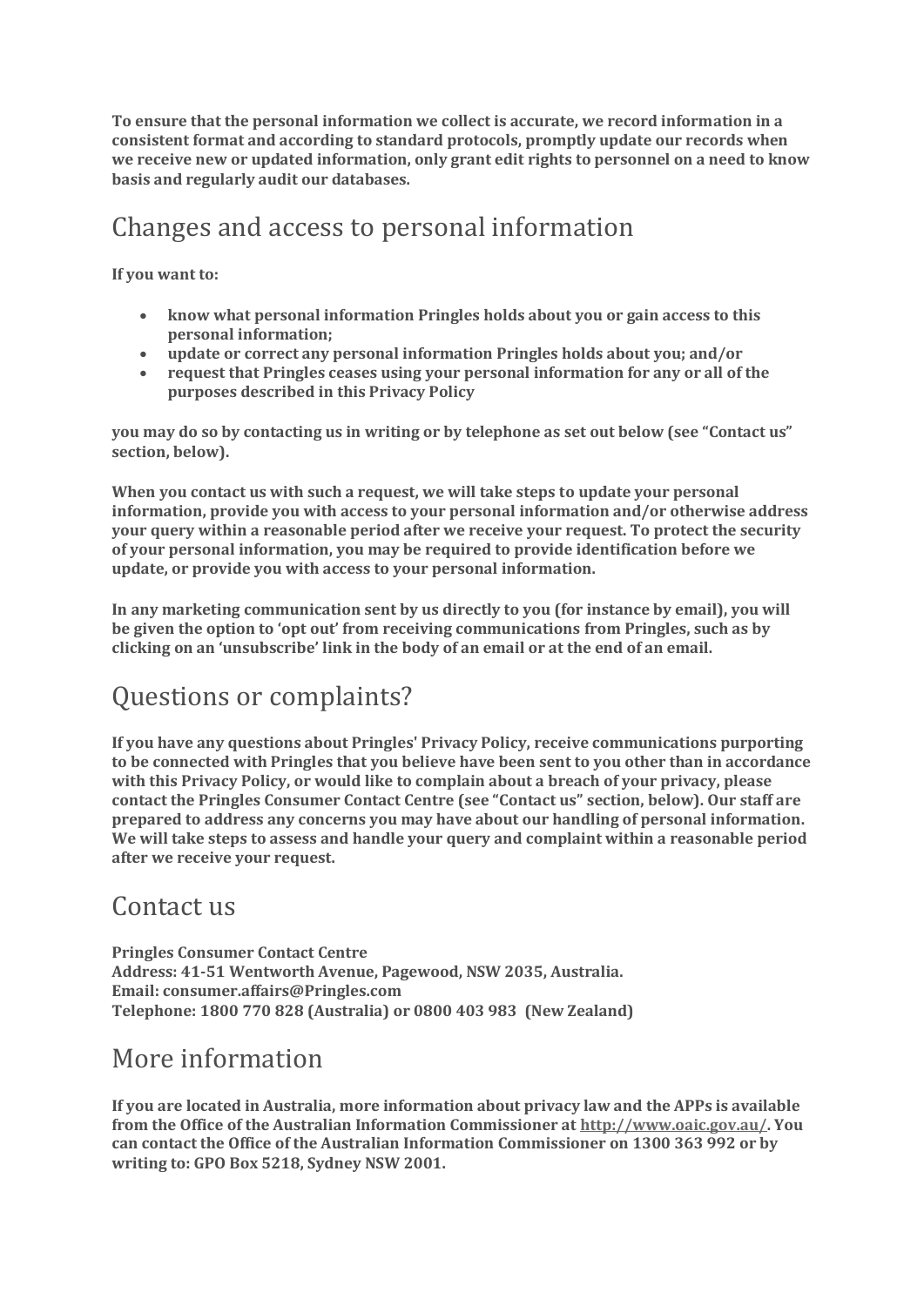**To ensure that the personal information we collect is accurate, we record information in a consistent format and according to standard protocols, promptly update our records when we receive new or updated information, only grant edit rights to personnel on a need to know basis and regularly audit our databases.**

## Changes and access to personal information

**If you want to:**

- **know what personal information Pringles holds about you or gain access to this personal information;**
- **update or correct any personal information Pringles holds about you; and/or**
- **request that Pringles ceases using your personal information for any or all of the purposes described in this Privacy Policy**

**you may do so by contacting us in writing or by telephone as set out below (see "Contact us" section, below).**

**When you contact us with such a request, we will take steps to update your personal information, provide you with access to your personal information and/or otherwise address your query within a reasonable period after we receive your request. To protect the security of your personal information, you may be required to provide identification before we update, or provide you with access to your personal information.**

**In any marketing communication sent by us directly to you (for instance by email), you will be given the option to 'opt out' from receiving communications from Pringles, such as by clicking on an 'unsubscribe' link in the body of an email or at the end of an email.**

## Questions or complaints?

**If you have any questions about Pringles' Privacy Policy, receive communications purporting to be connected with Pringles that you believe have been sent to you other than in accordance with this Privacy Policy, or would like to complain about a breach of your privacy, please contact the Pringles Consumer Contact Centre (see "Contact us" section, below). Our staff are prepared to address any concerns you may have about our handling of personal information. We will take steps to assess and handle your query and complaint within a reasonable period after we receive your request.**

## Contact us

**Pringles Consumer Contact Centre**
**Address: 41-51 Wentworth Avenue, Pagewood, NSW 2035, Australia.**
**Email: consumer.affairs@Pringles.com**
**Telephone: 1800 770 828 (Australia) or 0800 403 983 (New Zealand)**

## More information

**If you are located in Australia, more information about privacy law and the APPs is available from the Office of the Australian Information Commissioner at [http://www.oaic.gov.au/](http://www.oaic.gov.au/). You can contact the Office of the Australian Information Commissioner on 1300 363 992 or by writing to: GPO Box 5218, Sydney NSW 2001.**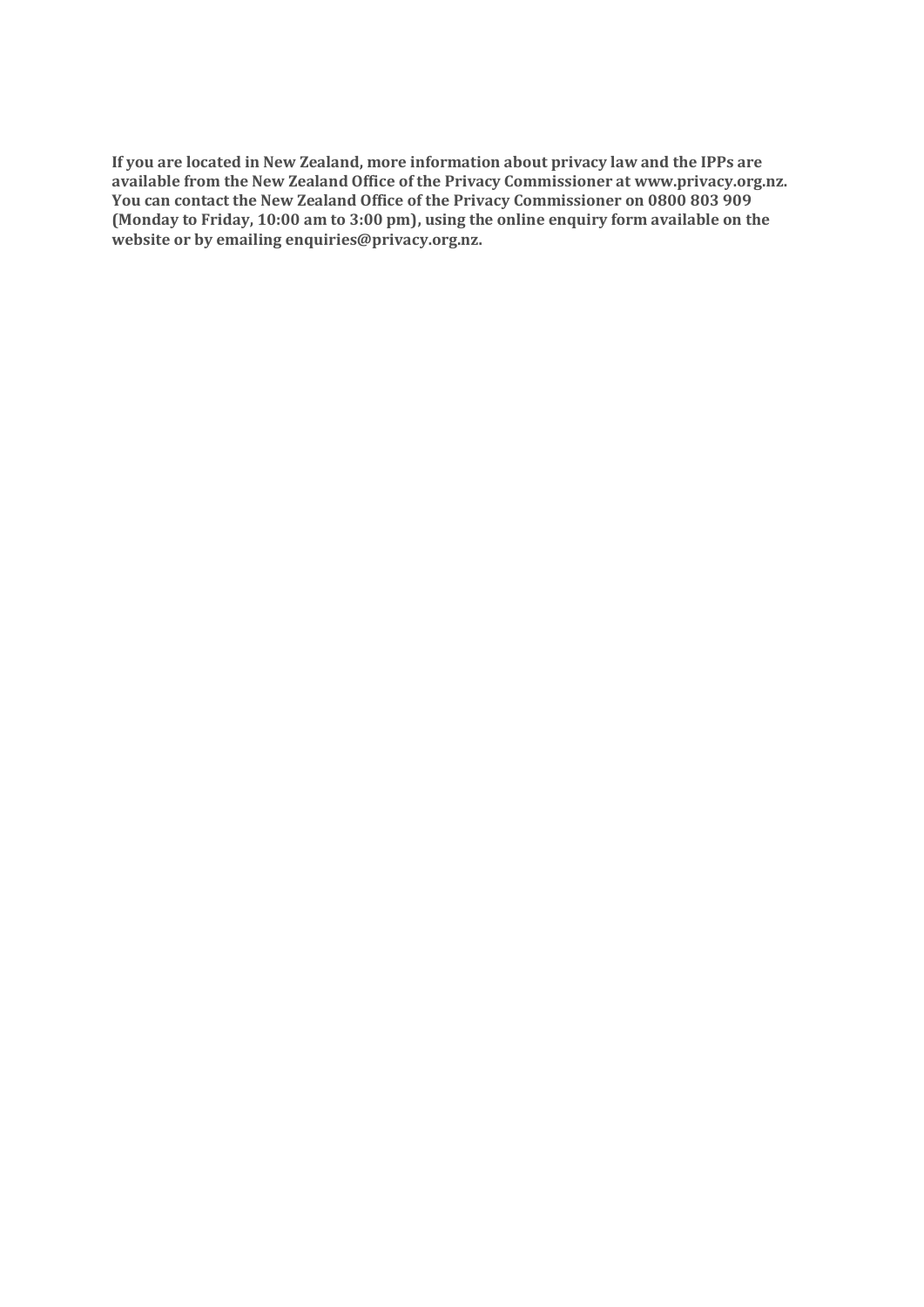**If you are located in New Zealand, more information about privacy law and the IPPs are available from the New Zealand Office of the Privacy Commissioner at www.privacy.org.nz. You can contact the New Zealand Office of the Privacy Commissioner on 0800 803 909 (Monday to Friday, 10:00 am to 3:00 pm), using the online enquiry form available on the website or by emailing enquiries@privacy.org.nz.**